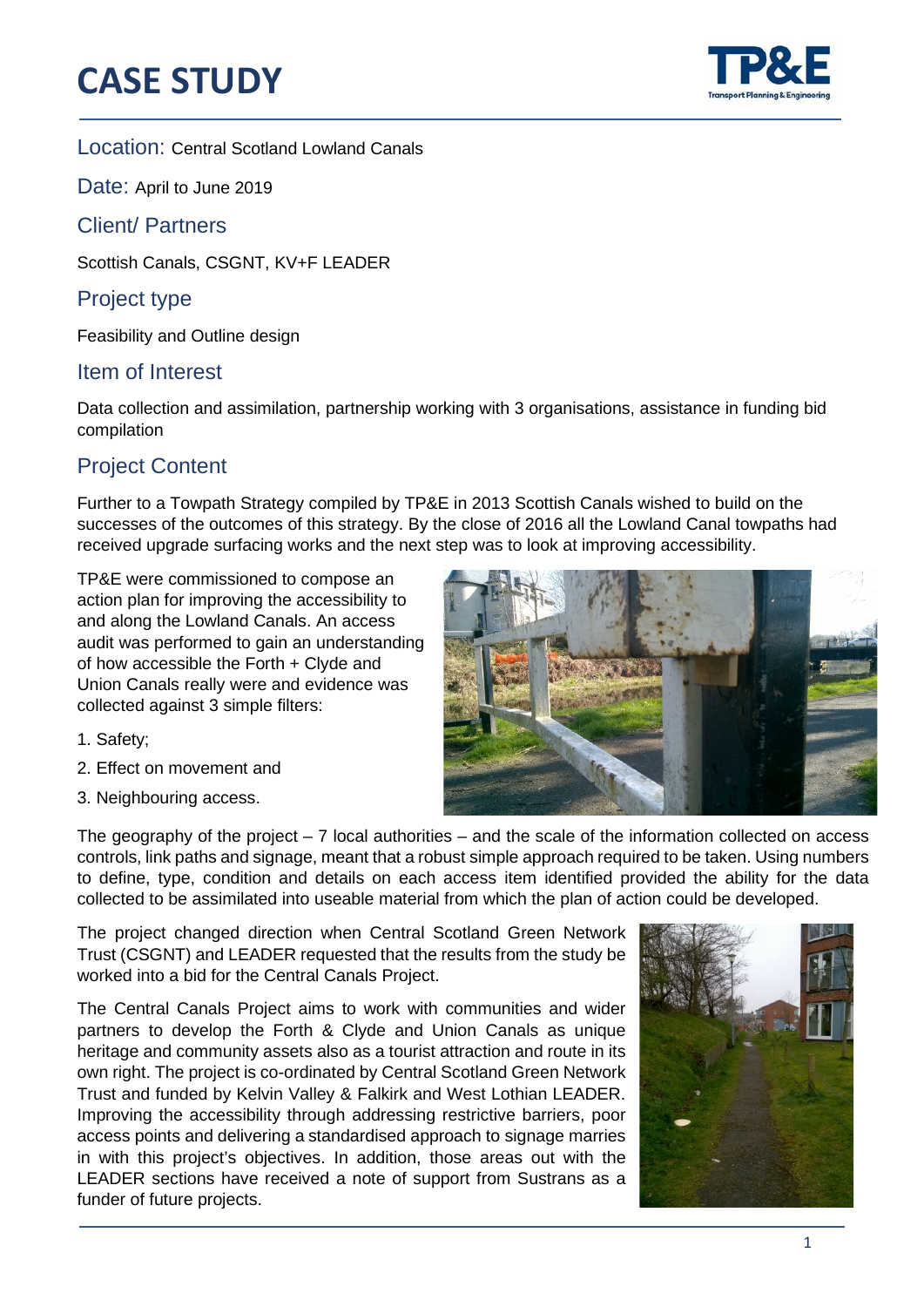# CASE STUDY

Location: Central Scotland Lowland Canals

Date: April to June 2019

## Client/ Partners

Scottish Canals, CSGNT, KV+F LEADER

## Project type

Feasibility and Outline design

## Item of Interest

Data collection and assimilation, partnership working with 3 organisations, assistance in funding bid compilation

## Project Content

Further to a Towpath Strategy compiled by TP&E in 2013 Scottish Canals wished to build on the successes of the outcomes of this strategy. By the close of 2016 all the Lowland Canal towpaths had received upgrade surfacing works and the next step was to look at improving accessibility.

TP&E were commissioned to compose an action plan for improving the accessibility to and along the Lowland Canals. An access audit was performed to gain an understanding of how accessible the Forth + Clyde and Union Canals really were and evidence was collected against 3 simple filters:

1. Safety;
2. Effect on movement and
3. Neighbouring access.

The geography of the project – 7 local authorities – and the scale of the information collected on access controls, link paths and signage, meant that a robust simple approach required to be taken. Using numbers to define, type, condition and details on each access item identified provided the ability for the data collected to be assimilated into useable material from which the plan of action could be developed.

The project changed direction when Central Scotland Green Network Trust (CSGNT) and LEADER requested that the results from the study be worked into a bid for the Central Canals Project.

The Central Canals Project aims to work with communities and wider partners to develop the Forth & Clyde and Union Canals as unique heritage and community assets also as a tourist attraction and route in its own right. The project is co-ordinated by Central Scotland Green Network Trust and funded by Kelvin Valley & Falkirk and West Lothian LEADER. Improving the accessibility through addressing restrictive barriers, poor access points and delivering a standardised approach to signage marries in with this project's objectives. In addition, those areas out with the LEADER sections have received a note of support from Sustrans as a funder of future projects.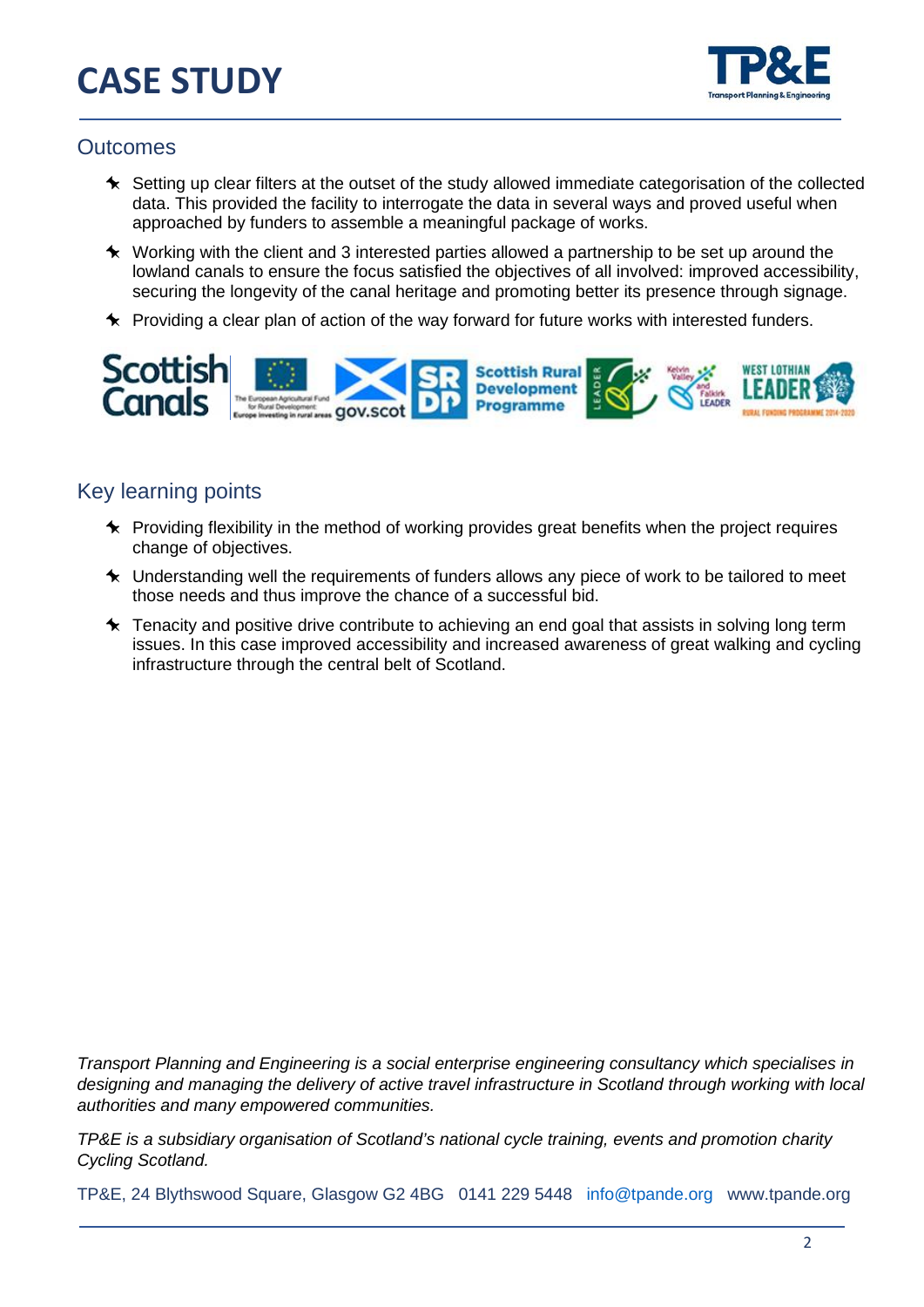# CASE STUDY

## Outcomes

- Setting up clear filters at the outset of the study allowed immediate categorisation of the collected data. This provided the facility to interrogate the data in several ways and proved useful when approached by funders to assemble a meaningful package of works.
- Working with the client and 3 interested parties allowed a partnership to be set up around the lowland canals to ensure the focus satisfied the objectives of all involved: improved accessibility, securing the longevity of the canal heritage and promoting better its presence through signage.
- Providing a clear plan of action of the way forward for future works with interested funders.

## Key learning points

- Providing flexibility in the method of working provides great benefits when the project requires change of objectives.
- Understanding well the requirements of funders allows any piece of work to be tailored to meet those needs and thus improve the chance of a successful bid.
- Tenacity and positive drive contribute to achieving an end goal that assists in solving long term issues. In this case improved accessibility and increased awareness of great walking and cycling infrastructure through the central belt of Scotland.

*Transport Planning and Engineering is a social enterprise engineering consultancy which specialises in designing and managing the delivery of active travel infrastructure in Scotland through working with local authorities and many empowered communities.*

*TP&E is a subsidiary organisation of Scotland's national cycle training, events and promotion charity Cycling Scotland.*

TP&E, 24 Blythswood Square, Glasgow G2 4BG 0141 229 5448 info@tpande.org www.tpande.org